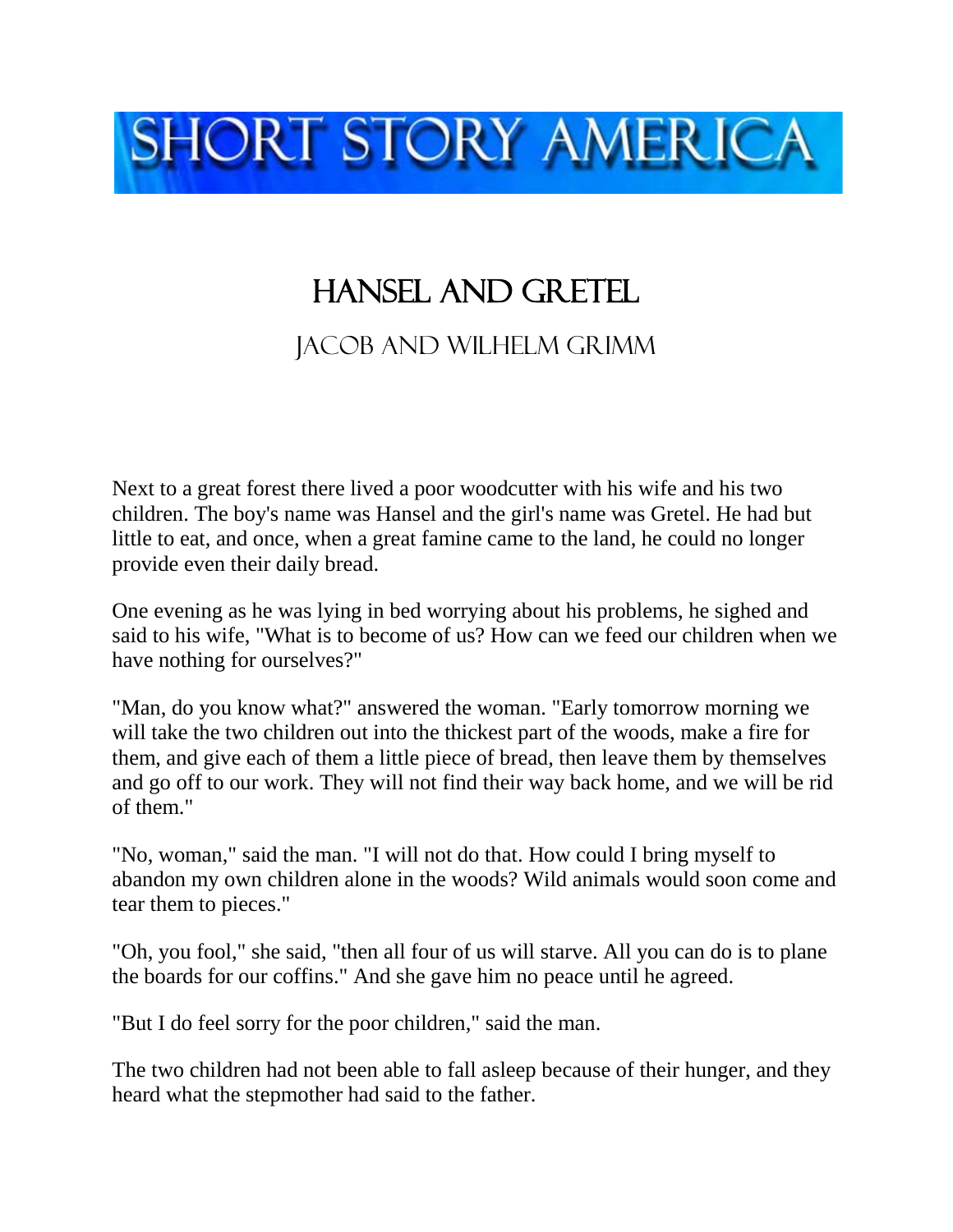# SHORT STORY AMERICA

## HANSEL AND GRETEL

### JACOB AND WILHELM GRIMM

Next to a great forest there lived a poor woodcutter with his wife and his two children. The boy's name was Hansel and the girl's name was Gretel. He had but little to eat, and once, when a great famine came to the land, he could no longer provide even their daily bread.

One evening as he was lying in bed worrying about his problems, he sighed and said to his wife, "What is to become of us? How can we feed our children when we have nothing for ourselves?"

"Man, do you know what?" answered the woman. "Early tomorrow morning we will take the two children out into the thickest part of the woods, make a fire for them, and give each of them a little piece of bread, then leave them by themselves and go off to our work. They will not find their way back home, and we will be rid of them."

"No, woman," said the man. "I will not do that. How could I bring myself to abandon my own children alone in the woods? Wild animals would soon come and tear them to pieces."

"Oh, you fool," she said, "then all four of us will starve. All you can do is to plane the boards for our coffins." And she gave him no peace until he agreed.

"But I do feel sorry for the poor children," said the man.

The two children had not been able to fall asleep because of their hunger, and they heard what the stepmother had said to the father.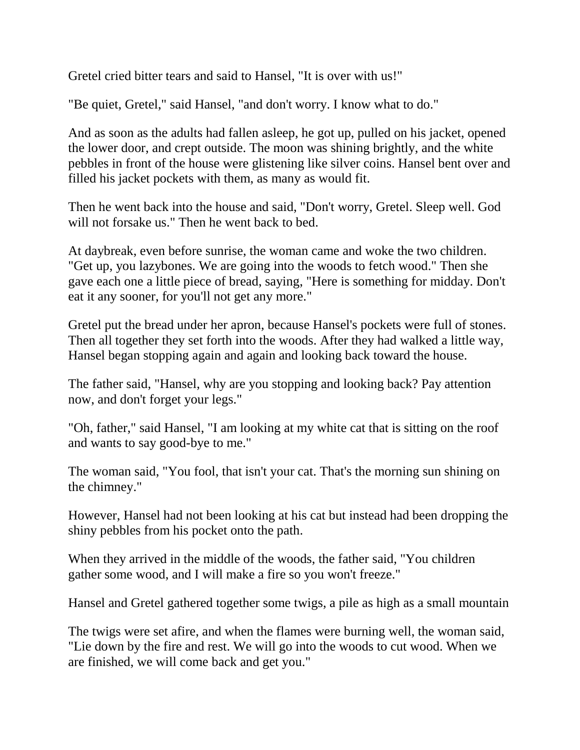Gretel cried bitter tears and said to Hansel, "It is over with us!"

"Be quiet, Gretel," said Hansel, "and don't worry. I know what to do."

And as soon as the adults had fallen asleep, he got up, pulled on his jacket, opened the lower door, and crept outside. The moon was shining brightly, and the white pebbles in front of the house were glistening like silver coins. Hansel bent over and filled his jacket pockets with them, as many as would fit.

Then he went back into the house and said, "Don't worry, Gretel. Sleep well. God will not forsake us." Then he went back to bed.

At daybreak, even before sunrise, the woman came and woke the two children. "Get up, you lazybones. We are going into the woods to fetch wood." Then she gave each one a little piece of bread, saying, "Here is something for midday. Don't eat it any sooner, for you'll not get any more."

Gretel put the bread under her apron, because Hansel's pockets were full of stones. Then all together they set forth into the woods. After they had walked a little way, Hansel began stopping again and again and looking back toward the house.

The father said, "Hansel, why are you stopping and looking back? Pay attention now, and don't forget your legs."

"Oh, father," said Hansel, "I am looking at my white cat that is sitting on the roof and wants to say good-bye to me."

The woman said, "You fool, that isn't your cat. That's the morning sun shining on the chimney."

However, Hansel had not been looking at his cat but instead had been dropping the shiny pebbles from his pocket onto the path.

When they arrived in the middle of the woods, the father said, "You children gather some wood, and I will make a fire so you won't freeze."

Hansel and Gretel gathered together some twigs, a pile as high as a small mountain

The twigs were set afire, and when the flames were burning well, the woman said, "Lie down by the fire and rest. We will go into the woods to cut wood. When we are finished, we will come back and get you."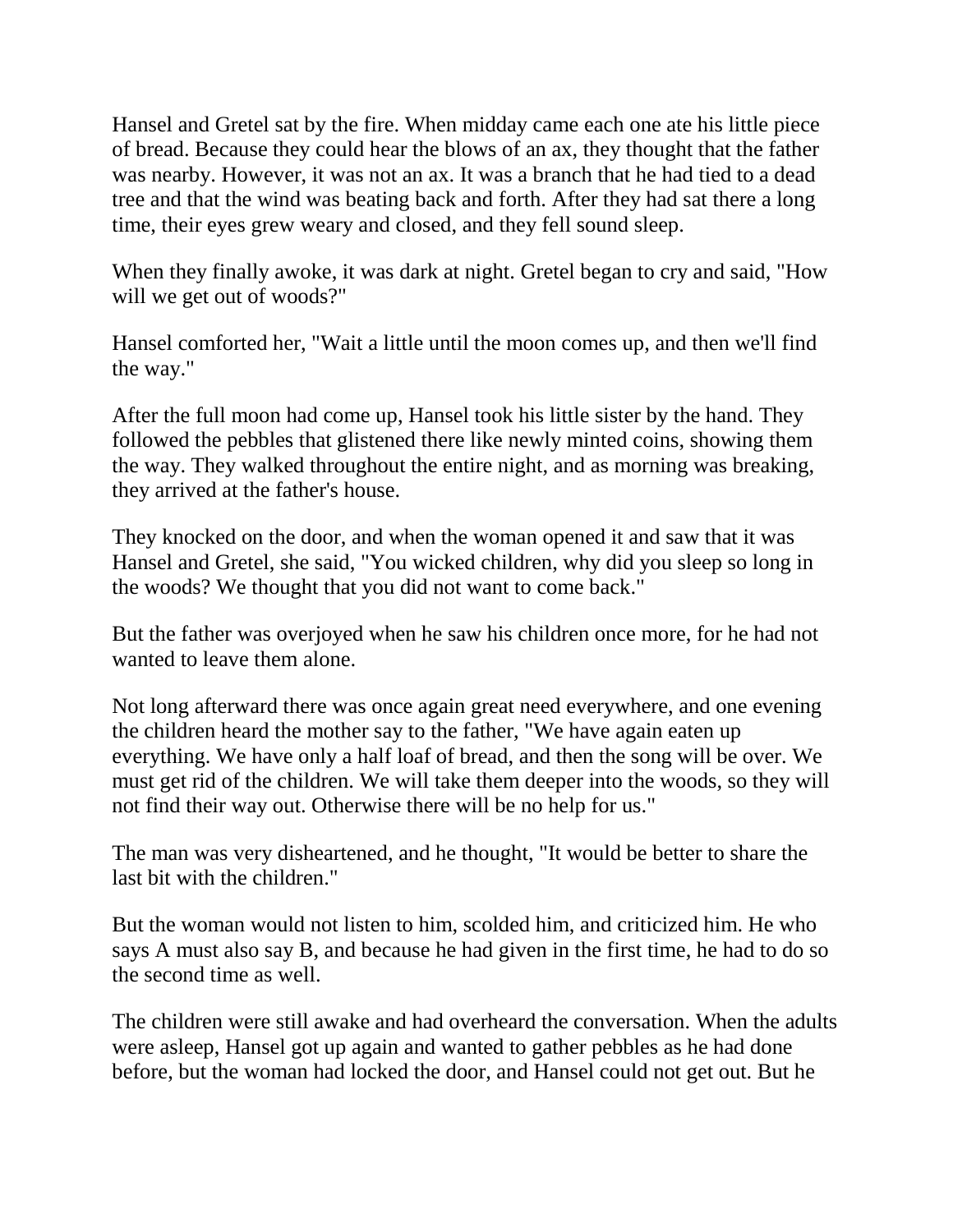Hansel and Gretel sat by the fire. When midday came each one ate his little piece of bread. Because they could hear the blows of an ax, they thought that the father was nearby. However, it was not an ax. It was a branch that he had tied to a dead tree and that the wind was beating back and forth. After they had sat there a long time, their eyes grew weary and closed, and they fell sound sleep.

When they finally awoke, it was dark at night. Gretel began to cry and said, "How will we get out of woods?"

Hansel comforted her, "Wait a little until the moon comes up, and then we'll find the way."

After the full moon had come up, Hansel took his little sister by the hand. They followed the pebbles that glistened there like newly minted coins, showing them the way. They walked throughout the entire night, and as morning was breaking, they arrived at the father's house.

They knocked on the door, and when the woman opened it and saw that it was Hansel and Gretel, she said, "You wicked children, why did you sleep so long in the woods? We thought that you did not want to come back."

But the father was overjoyed when he saw his children once more, for he had not wanted to leave them alone.

Not long afterward there was once again great need everywhere, and one evening the children heard the mother say to the father, "We have again eaten up everything. We have only a half loaf of bread, and then the song will be over. We must get rid of the children. We will take them deeper into the woods, so they will not find their way out. Otherwise there will be no help for us."

The man was very disheartened, and he thought, "It would be better to share the last bit with the children."

But the woman would not listen to him, scolded him, and criticized him. He who says A must also say B, and because he had given in the first time, he had to do so the second time as well.

The children were still awake and had overheard the conversation. When the adults were asleep, Hansel got up again and wanted to gather pebbles as he had done before, but the woman had locked the door, and Hansel could not get out. But he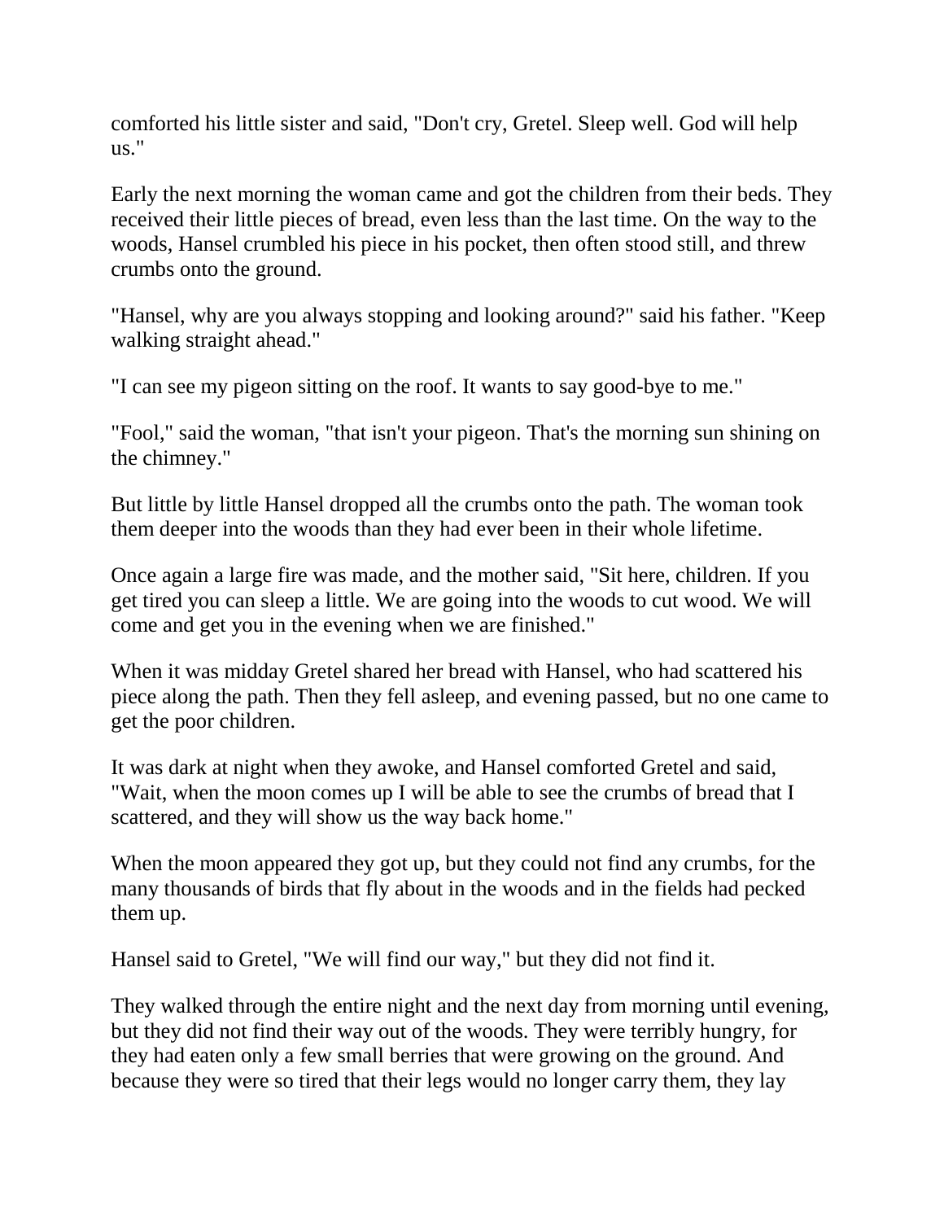comforted his little sister and said, "Don't cry, Gretel. Sleep well. God will help us."

Early the next morning the woman came and got the children from their beds. They received their little pieces of bread, even less than the last time. On the way to the woods, Hansel crumbled his piece in his pocket, then often stood still, and threw crumbs onto the ground.

"Hansel, why are you always stopping and looking around?" said his father. "Keep walking straight ahead."

"I can see my pigeon sitting on the roof. It wants to say good-bye to me."

"Fool," said the woman, "that isn't your pigeon. That's the morning sun shining on the chimney."

But little by little Hansel dropped all the crumbs onto the path. The woman took them deeper into the woods than they had ever been in their whole lifetime.

Once again a large fire was made, and the mother said, "Sit here, children. If you get tired you can sleep a little. We are going into the woods to cut wood. We will come and get you in the evening when we are finished."

When it was midday Gretel shared her bread with Hansel, who had scattered his piece along the path. Then they fell asleep, and evening passed, but no one came to get the poor children.

It was dark at night when they awoke, and Hansel comforted Gretel and said, "Wait, when the moon comes up I will be able to see the crumbs of bread that I scattered, and they will show us the way back home."

When the moon appeared they got up, but they could not find any crumbs, for the many thousands of birds that fly about in the woods and in the fields had pecked them up.

Hansel said to Gretel, "We will find our way," but they did not find it.

They walked through the entire night and the next day from morning until evening, but they did not find their way out of the woods. They were terribly hungry, for they had eaten only a few small berries that were growing on the ground. And because they were so tired that their legs would no longer carry them, they lay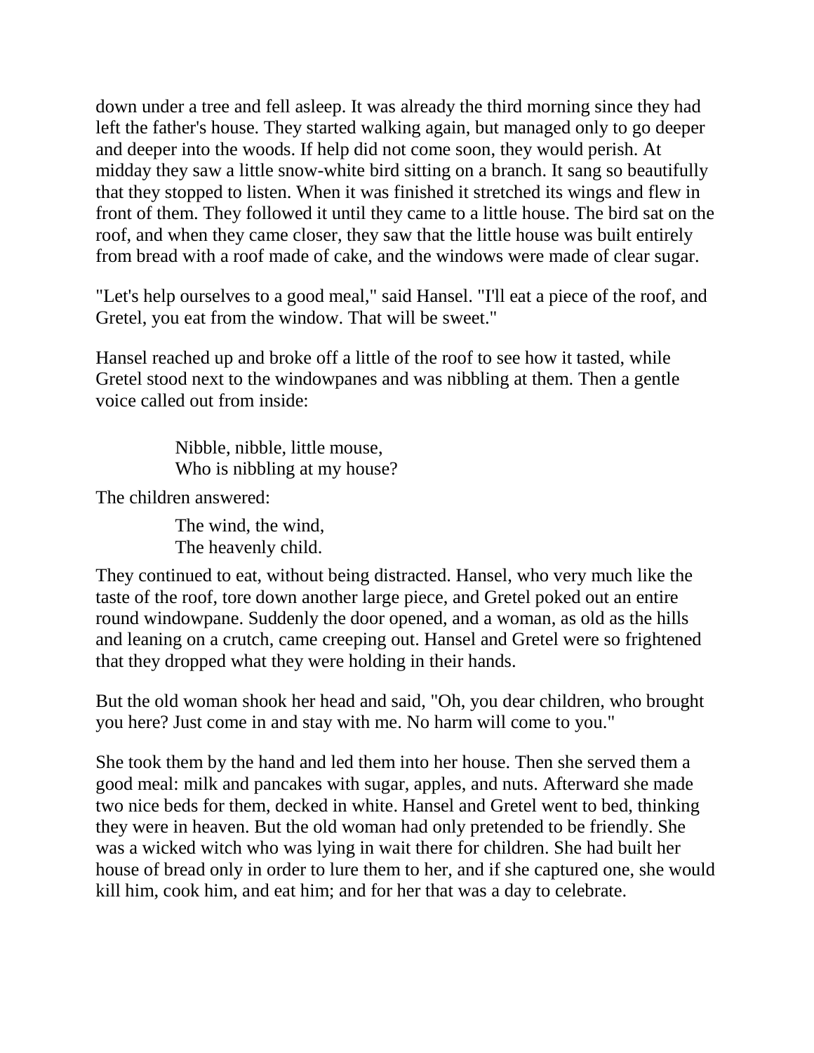down under a tree and fell asleep. It was already the third morning since they had left the father's house. They started walking again, but managed only to go deeper and deeper into the woods. If help did not come soon, they would perish. At midday they saw a little snow-white bird sitting on a branch. It sang so beautifully that they stopped to listen. When it was finished it stretched its wings and flew in front of them. They followed it until they came to a little house. The bird sat on the roof, and when they came closer, they saw that the little house was built entirely from bread with a roof made of cake, and the windows were made of clear sugar.

"Let's help ourselves to a good meal," said Hansel. "I'll eat a piece of the roof, and Gretel, you eat from the window. That will be sweet."

Hansel reached up and broke off a little of the roof to see how it tasted, while Gretel stood next to the windowpanes and was nibbling at them. Then a gentle voice called out from inside:

> Nibble, nibble, little mouse,
> Who is nibbling at my house?

The children answered:

> The wind, the wind,
> The heavenly child.

They continued to eat, without being distracted. Hansel, who very much like the taste of the roof, tore down another large piece, and Gretel poked out an entire round windowpane. Suddenly the door opened, and a woman, as old as the hills and leaning on a crutch, came creeping out. Hansel and Gretel were so frightened that they dropped what they were holding in their hands.

But the old woman shook her head and said, "Oh, you dear children, who brought you here? Just come in and stay with me. No harm will come to you."

She took them by the hand and led them into her house. Then she served them a good meal: milk and pancakes with sugar, apples, and nuts. Afterward she made two nice beds for them, decked in white. Hansel and Gretel went to bed, thinking they were in heaven. But the old woman had only pretended to be friendly. She was a wicked witch who was lying in wait there for children. She had built her house of bread only in order to lure them to her, and if she captured one, she would kill him, cook him, and eat him; and for her that was a day to celebrate.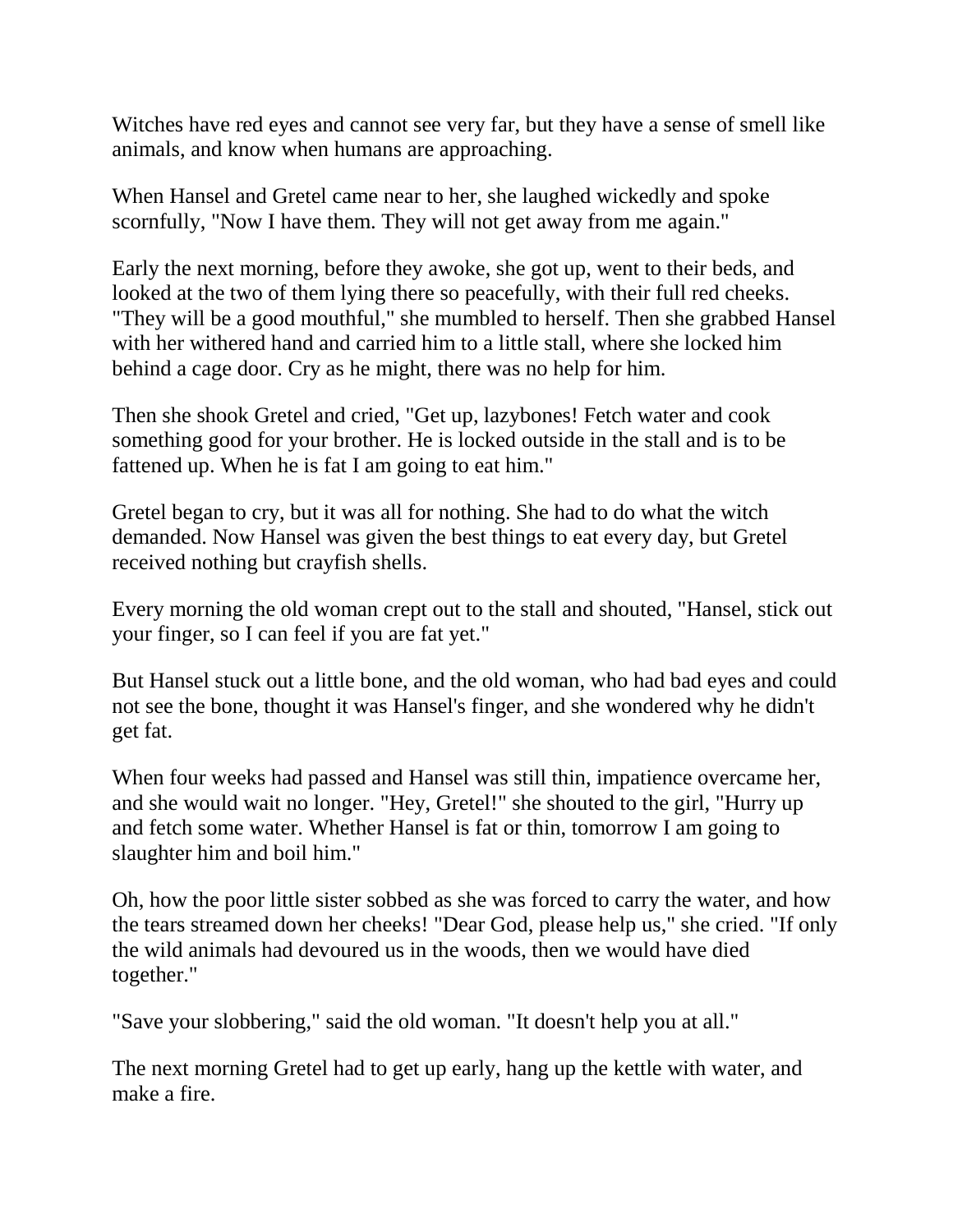Witches have red eyes and cannot see very far, but they have a sense of smell like animals, and know when humans are approaching.

When Hansel and Gretel came near to her, she laughed wickedly and spoke scornfully, "Now I have them. They will not get away from me again."

Early the next morning, before they awoke, she got up, went to their beds, and looked at the two of them lying there so peacefully, with their full red cheeks. "They will be a good mouthful," she mumbled to herself. Then she grabbed Hansel with her withered hand and carried him to a little stall, where she locked him behind a cage door. Cry as he might, there was no help for him.

Then she shook Gretel and cried, "Get up, lazybones! Fetch water and cook something good for your brother. He is locked outside in the stall and is to be fattened up. When he is fat I am going to eat him."

Gretel began to cry, but it was all for nothing. She had to do what the witch demanded. Now Hansel was given the best things to eat every day, but Gretel received nothing but crayfish shells.

Every morning the old woman crept out to the stall and shouted, "Hansel, stick out your finger, so I can feel if you are fat yet."

But Hansel stuck out a little bone, and the old woman, who had bad eyes and could not see the bone, thought it was Hansel's finger, and she wondered why he didn't get fat.

When four weeks had passed and Hansel was still thin, impatience overcame her, and she would wait no longer. "Hey, Gretel!" she shouted to the girl, "Hurry up and fetch some water. Whether Hansel is fat or thin, tomorrow I am going to slaughter him and boil him."

Oh, how the poor little sister sobbed as she was forced to carry the water, and how the tears streamed down her cheeks! "Dear God, please help us," she cried. "If only the wild animals had devoured us in the woods, then we would have died together."

"Save your slobbering," said the old woman. "It doesn't help you at all."

The next morning Gretel had to get up early, hang up the kettle with water, and make a fire.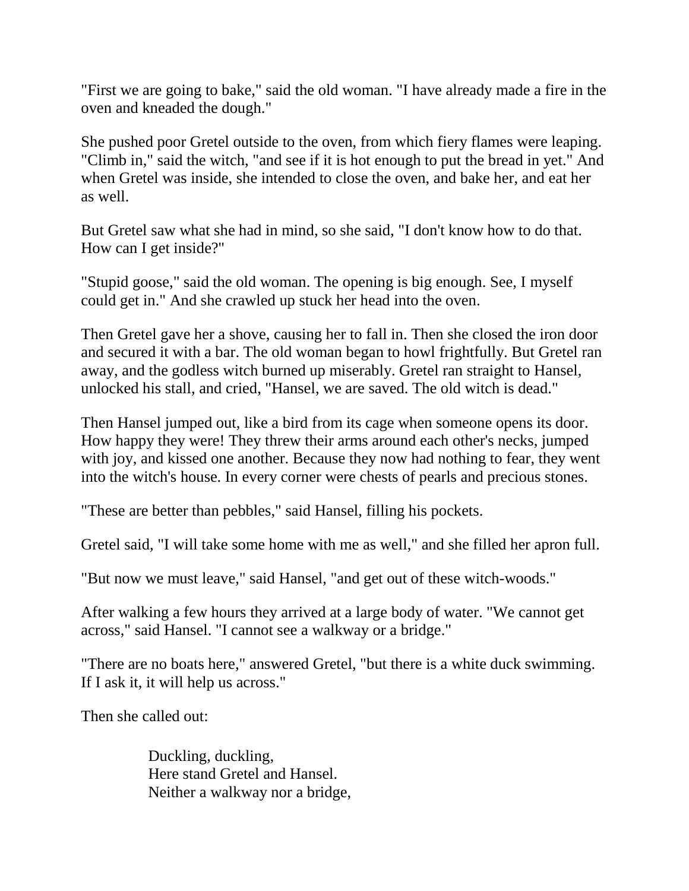"First we are going to bake," said the old woman. "I have already made a fire in the oven and kneaded the dough."

She pushed poor Gretel outside to the oven, from which fiery flames were leaping. "Climb in," said the witch, "and see if it is hot enough to put the bread in yet." And when Gretel was inside, she intended to close the oven, and bake her, and eat her as well.

But Gretel saw what she had in mind, so she said, "I don't know how to do that. How can I get inside?"

"Stupid goose," said the old woman. The opening is big enough. See, I myself could get in." And she crawled up stuck her head into the oven.

Then Gretel gave her a shove, causing her to fall in. Then she closed the iron door and secured it with a bar. The old woman began to howl frightfully. But Gretel ran away, and the godless witch burned up miserably. Gretel ran straight to Hansel, unlocked his stall, and cried, "Hansel, we are saved. The old witch is dead."

Then Hansel jumped out, like a bird from its cage when someone opens its door. How happy they were! They threw their arms around each other's necks, jumped with joy, and kissed one another. Because they now had nothing to fear, they went into the witch's house. In every corner were chests of pearls and precious stones.

"These are better than pebbles," said Hansel, filling his pockets.

Gretel said, "I will take some home with me as well," and she filled her apron full.

"But now we must leave," said Hansel, "and get out of these witch-woods."

After walking a few hours they arrived at a large body of water. "We cannot get across," said Hansel. "I cannot see a walkway or a bridge."

"There are no boats here," answered Gretel, "but there is a white duck swimming. If I ask it, it will help us across."

Then she called out:

> Duckling, duckling,  
> Here stand Gretel and Hansel.  
> Neither a walkway nor a bridge,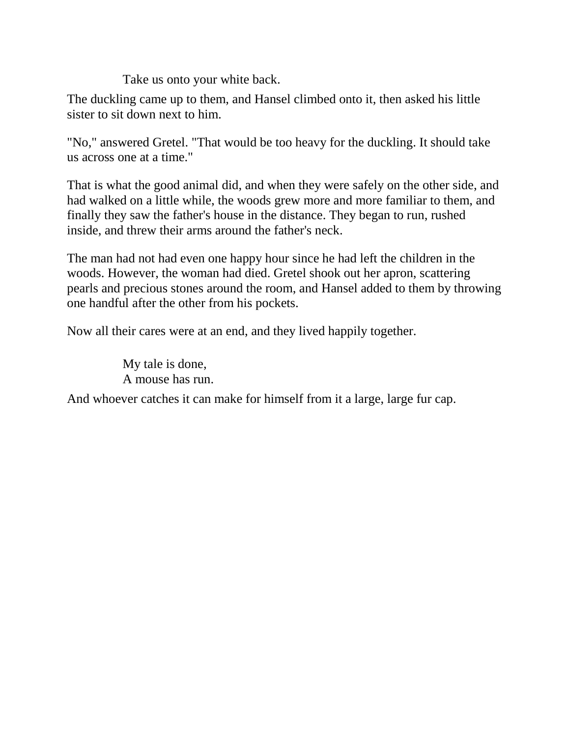Take us onto your white back.

The duckling came up to them, and Hansel climbed onto it, then asked his little sister to sit down next to him.

"No," answered Gretel. "That would be too heavy for the duckling. It should take us across one at a time."

That is what the good animal did, and when they were safely on the other side, and had walked on a little while, the woods grew more and more familiar to them, and finally they saw the father's house in the distance. They began to run, rushed inside, and threw their arms around the father's neck.

The man had not had even one happy hour since he had left the children in the woods. However, the woman had died. Gretel shook out her apron, scattering pearls and precious stones around the room, and Hansel added to them by throwing one handful after the other from his pockets.

Now all their cares were at an end, and they lived happily together.

My tale is done,  
A mouse has run.

And whoever catches it can make for himself from it a large, large fur cap.